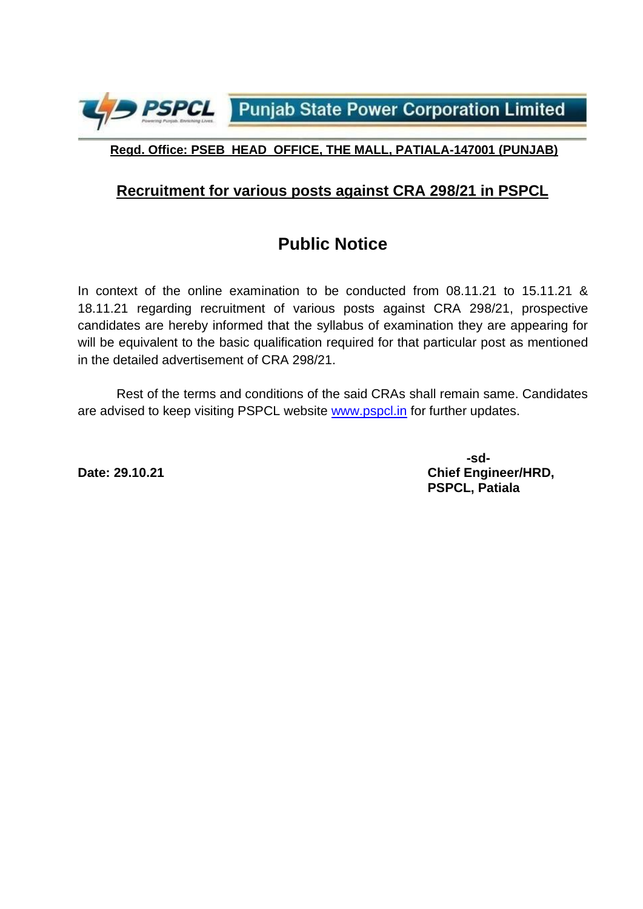**PSPCL** Punjab State Power Corporation Limited

**Regd. Office: PSEB HEAD OFFICE, THE MALL, PATIALA-147001 (PUNJAB)**

## Recruitment for various posts against CRA 298/21 in PSPCL

# Public Notice

In context of the online examination to be conducted from 08.11.21 to 15.11.21 & 18.11.21 regarding recruitment of various posts against CRA 298/21, prospective candidates are hereby informed that the syllabus of examination they are appearing for will be equivalent to the basic qualification required for that particular post as mentioned in the detailed advertisement of CRA 298/21.

Rest of the terms and conditions of the said CRAs shall remain same. Candidates are advised to keep visiting PSPCL website [www.pspcl.in](http://www.pspcl.in) for further updates.

**-sd-**

**Date: 29.10.21**

**Chief Engineer/HRD,**
**PSPCL, Patiala**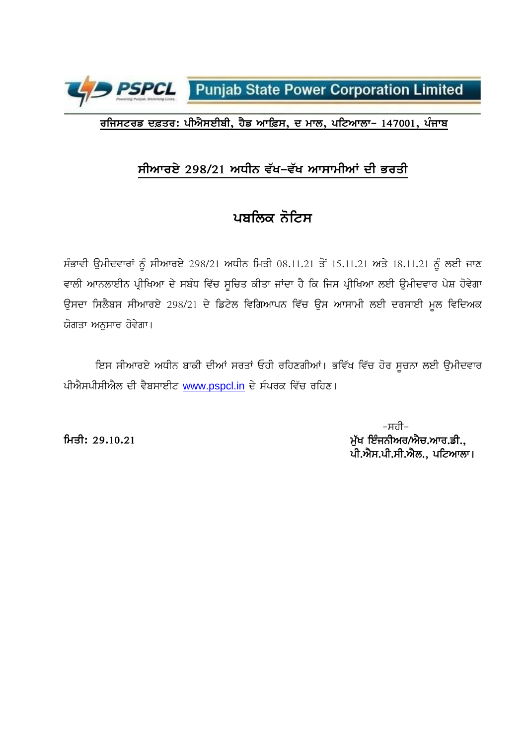PSPCL Punjab State Power Corporation Limited

**ਰਜਿਸਟਰਡ ਦਫ਼ਤਰ: ਪੀਐਸਈਬੀ, ਹੈਡ ਆਫ਼ਿਸ, ਦ ਮਾਲ, ਪਟਿਆਲਾ- 147001, ਪੰਜਾਬ**

## ਸੀਆਰਏ 298/21 ਅਧੀਨ ਵੱਖ-ਵੱਖ ਆਸਾਮੀਆਂ ਦੀ ਭਰਤੀ

# ਪਬਲਿਕ ਨੋਟਿਸ

ਸੰਭਾਵੀ ਉਮੀਦਵਾਰਾਂ ਨੂੰ ਸੀਆਰਏ 298/21 ਅਧੀਨ ਮਿਤੀ 08.11.21 ਤੋਂ 15.11.21 ਅਤੇ 18.11.21 ਨੂੰ ਲਈ ਜਾਣ ਵਾਲੀ ਆਨਲਾਈਨ ਪ੍ਰੀਖਿਆ ਦੇ ਸਬੰਧ ਵਿੱਚ ਸੂਚਿਤ ਕੀਤਾ ਜਾਂਦਾ ਹੈ ਕਿ ਜਿਸ ਪ੍ਰੀਖਿਆ ਲਈ ਉਮੀਦਵਾਰ ਪੇਸ਼ ਹੋਵੇਗਾ ਉਸਦਾ ਸਿਲੈਬਸ ਸੀਆਰਏ 298/21 ਦੇ ਡਿਟੇਲ ਵਿਗਿਆਪਨ ਵਿੱਚ ਉਸ ਆਸਾਮੀ ਲਈ ਦਰਸਾਈ ਮੂਲ ਵਿਦਿਅਕ ਯੋਗਤਾ ਅਨੁਸਾਰ ਹੋਵੇਗਾ।

ਇਸ ਸੀਆਰਏ ਅਧੀਨ ਬਾਕੀ ਦੀਆਂ ਸ਼ਰਤਾਂ ਓਹੀ ਰਹਿਣਗੀਆਂ। ਭਵਿੱਖ ਵਿੱਚ ਹੋਰ ਸੂਚਨਾ ਲਈ ਉਮੀਦਵਾਰ ਪੀਐਸਪੀਸੀਐਲ ਦੀ ਵੈਬਸਾਈਟ www.pspcl.in ਦੇ ਸੰਪਰਕ ਵਿੱਚ ਰਹਿਣ।

-ਸਹੀ-

**ਮਿਤੀ: 29.10.21**

**ਮੁੱਖ ਇੰਜਨੀਅਰ/ਐਚ.ਆਰ.ਡੀ.,**
**ਪੀ.ਐਸ.ਪੀ.ਸੀ.ਐਲ., ਪਟਿਆਲਾ।**